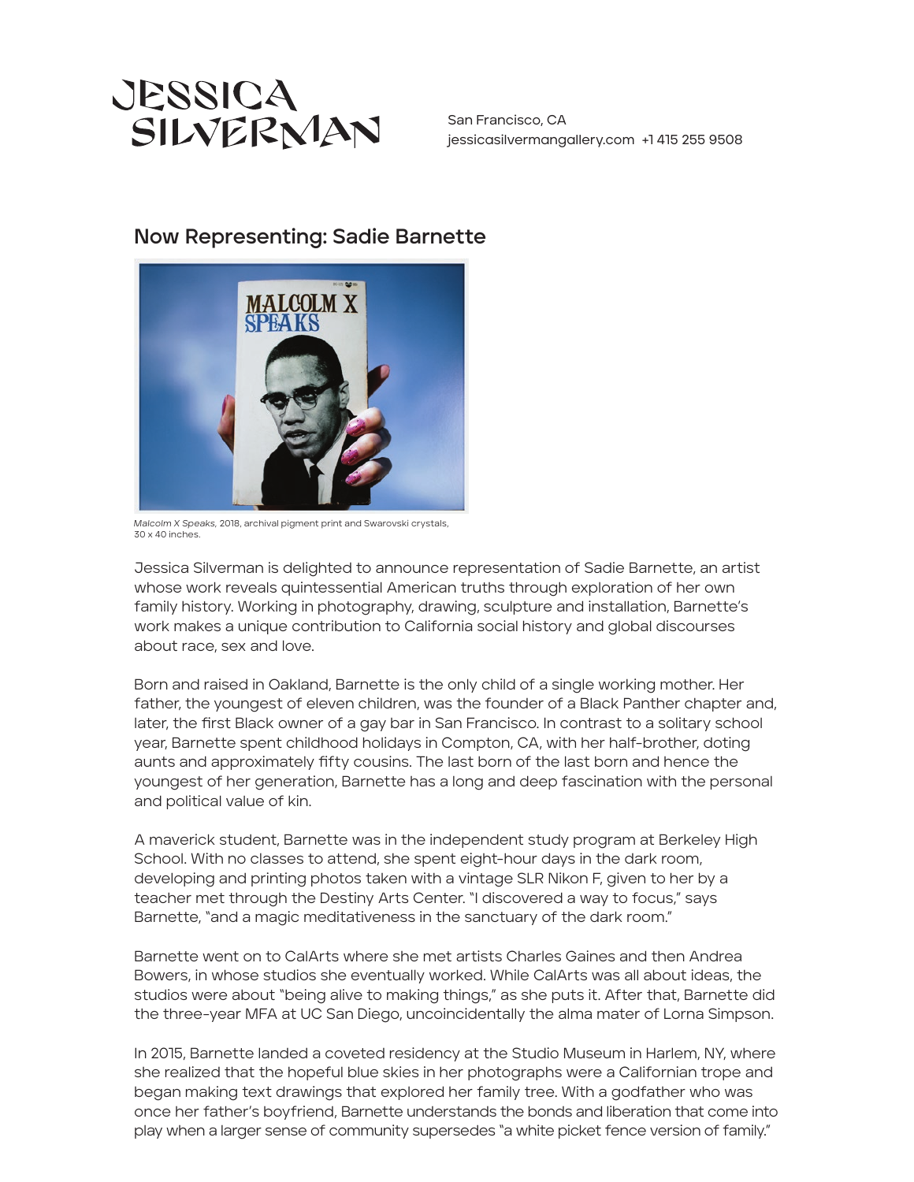# JESSICA SILVERMAN

San Francisco, CA
jessicasilvermangallery.com +1 415 255 9508

## Now Representing: Sadie Barnette

*Malcolm X Speaks,* 2018, archival pigment print and Swarovski crystals, 30 x 40 inches.

Jessica Silverman is delighted to announce representation of Sadie Barnette, an artist whose work reveals quintessential American truths through exploration of her own family history. Working in photography, drawing, sculpture and installation, Barnette's work makes a unique contribution to California social history and global discourses about race, sex and love.

Born and raised in Oakland, Barnette is the only child of a single working mother. Her father, the youngest of eleven children, was the founder of a Black Panther chapter and, later, the first Black owner of a gay bar in San Francisco. In contrast to a solitary school year, Barnette spent childhood holidays in Compton, CA, with her half-brother, doting aunts and approximately fifty cousins. The last born of the last born and hence the youngest of her generation, Barnette has a long and deep fascination with the personal and political value of kin.

A maverick student, Barnette was in the independent study program at Berkeley High School. With no classes to attend, she spent eight-hour days in the dark room, developing and printing photos taken with a vintage SLR Nikon F, given to her by a teacher met through the Destiny Arts Center. "I discovered a way to focus," says Barnette, "and a magic meditativeness in the sanctuary of the dark room."

Barnette went on to CalArts where she met artists Charles Gaines and then Andrea Bowers, in whose studios she eventually worked. While CalArts was all about ideas, the studios were about "being alive to making things," as she puts it. After that, Barnette did the three-year MFA at UC San Diego, uncoincidentally the alma mater of Lorna Simpson.

In 2015, Barnette landed a coveted residency at the Studio Museum in Harlem, NY, where she realized that the hopeful blue skies in her photographs were a Californian trope and began making text drawings that explored her family tree. With a godfather who was once her father's boyfriend, Barnette understands the bonds and liberation that come into play when a larger sense of community supersedes "a white picket fence version of family."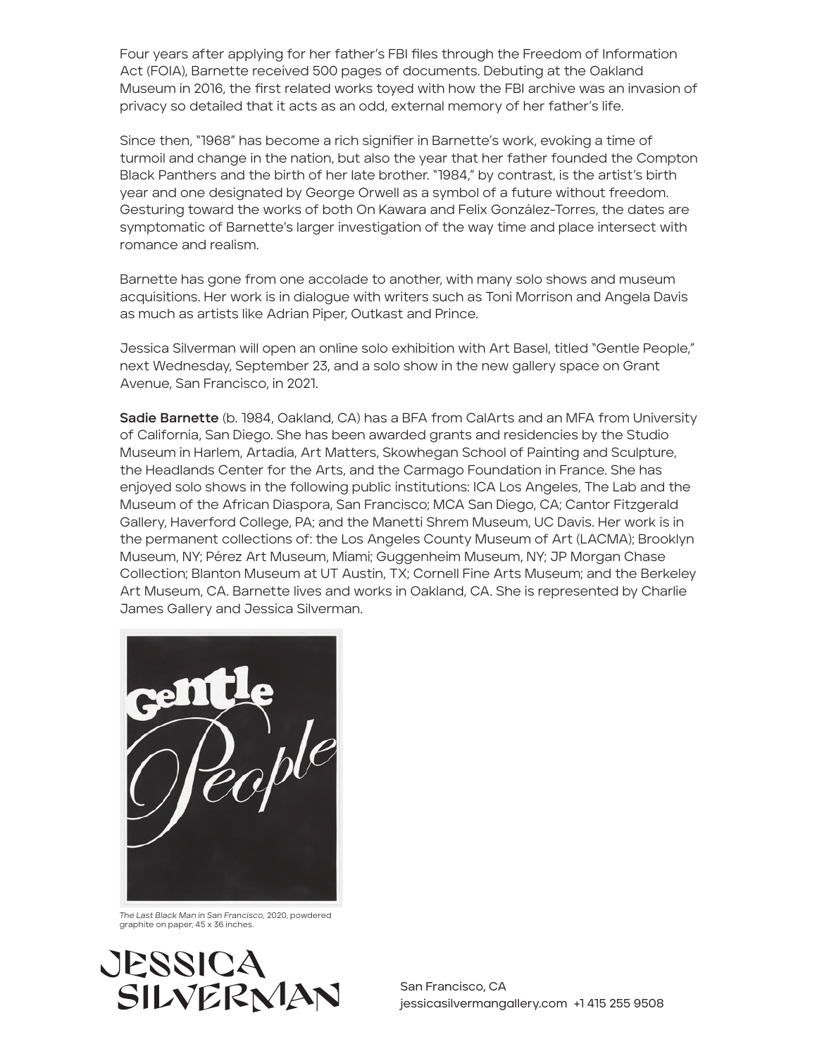Four years after applying for her father's FBI files through the Freedom of Information Act (FOIA), Barnette received 500 pages of documents. Debuting at the Oakland Museum in 2016, the first related works toyed with how the FBI archive was an invasion of privacy so detailed that it acts as an odd, external memory of her father's life.

Since then, "1968" has become a rich signifier in Barnette's work, evoking a time of turmoil and change in the nation, but also the year that her father founded the Compton Black Panthers and the birth of her late brother. "1984," by contrast, is the artist's birth year and one designated by George Orwell as a symbol of a future without freedom. Gesturing toward the works of both On Kawara and Felix González-Torres, the dates are symptomatic of Barnette's larger investigation of the way time and place intersect with romance and realism.

Barnette has gone from one accolade to another, with many solo shows and museum acquisitions. Her work is in dialogue with writers such as Toni Morrison and Angela Davis as much as artists like Adrian Piper, Outkast and Prince.

Jessica Silverman will open an online solo exhibition with Art Basel, titled "Gentle People," next Wednesday, September 23, and a solo show in the new gallery space on Grant Avenue, San Francisco, in 2021.

**Sadie Barnette** (b. 1984, Oakland, CA) has a BFA from CalArts and an MFA from University of California, San Diego. She has been awarded grants and residencies by the Studio Museum in Harlem, Artadia, Art Matters, Skowhegan School of Painting and Sculpture, the Headlands Center for the Arts, and the Carmago Foundation in France. She has enjoyed solo shows in the following public institutions: ICA Los Angeles, The Lab and the Museum of the African Diaspora, San Francisco; MCA San Diego, CA; Cantor Fitzgerald Gallery, Haverford College, PA; and the Manetti Shrem Museum, UC Davis. Her work is in the permanent collections of: the Los Angeles County Museum of Art (LACMA); Brooklyn Museum, NY; Pérez Art Museum, Miami; Guggenheim Museum, NY; JP Morgan Chase Collection; Blanton Museum at UT Austin, TX; Cornell Fine Arts Museum; and the Berkeley Art Museum, CA. Barnette lives and works in Oakland, CA. She is represented by Charlie James Gallery and Jessica Silverman.

*The Last Black Man in San Francisco,* 2020, powdered graphite on paper, 45 x 36 inches.

JESSICA SILVERMAN

San Francisco, CA
jessicasilvermangallery.com +1 415 255 9508